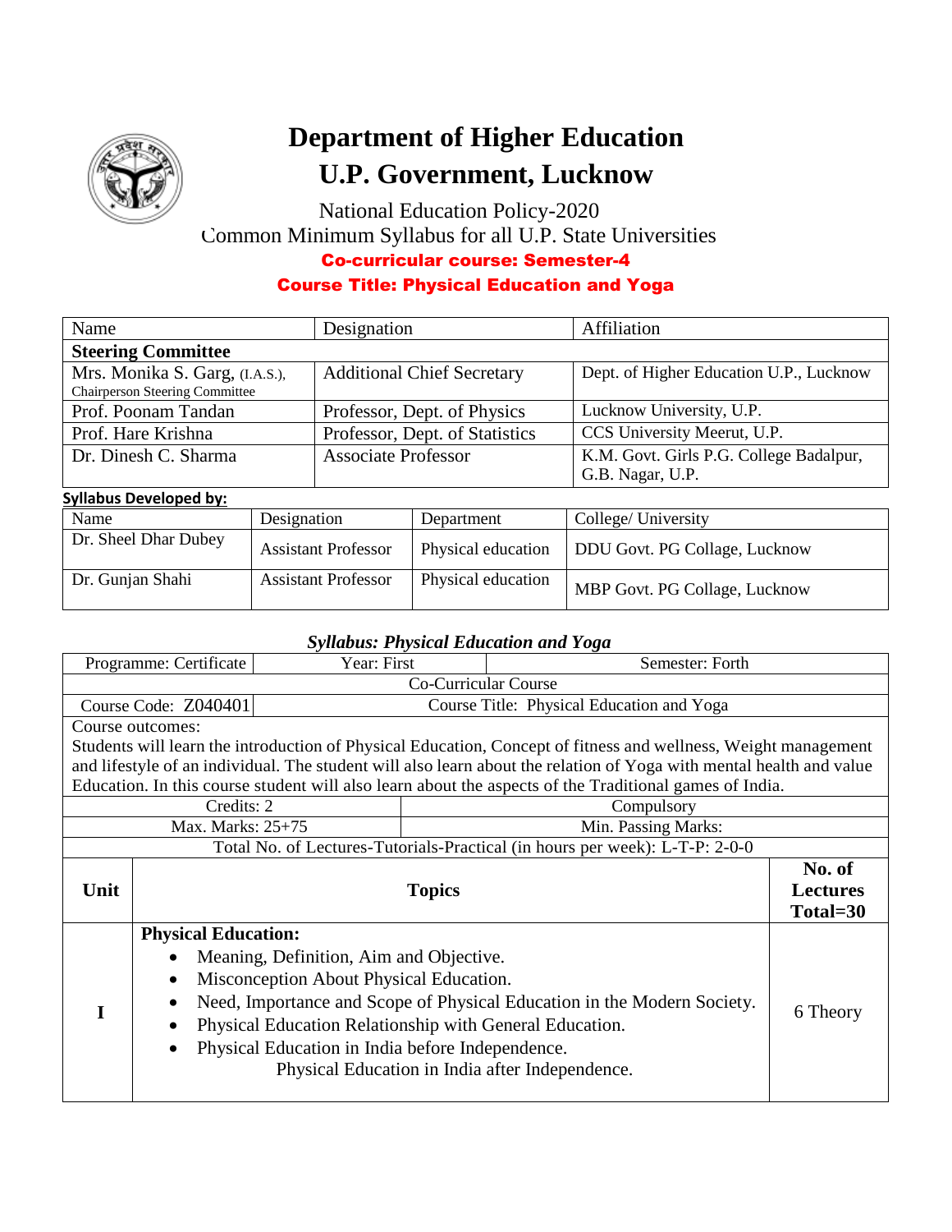# Department of Higher Education
# U.P. Government, Lucknow

National Education Policy-2020

Common Minimum Syllabus for all U.P. State Universities

**Co-curricular course: Semester-4**

**Course Title: Physical Education and Yoga**

| Name | Designation | Affiliation |
|---|---|---|
| **Steering Committee** | | |
| Mrs. Monika S. Garg, (I.A.S.), Chairperson Steering Committee | Additional Chief Secretary | Dept. of Higher Education U.P., Lucknow |
| Prof. Poonam Tandan | Professor, Dept. of Physics | Lucknow University, U.P. |
| Prof. Hare Krishna | Professor, Dept. of Statistics | CCS University Meerut, U.P. |
| Dr. Dinesh C. Sharma | Associate Professor | K.M. Govt. Girls P.G. College Badalpur, G.B. Nagar, U.P. |

**Syllabus Developed by:**

| Name | Designation | Department | College/ University |
|---|---|---|---|
| Dr. Sheel Dhar Dubey | Assistant Professor | Physical education | DDU Govt. PG Collage, Lucknow |
| Dr. Gunjan Shahi | Assistant Professor | Physical education | MBP Govt. PG Collage, Lucknow |

***Syllabus: Physical Education and Yoga***

| Programme: Certificate | Year: First | Semester: Forth |
|---|---|---|
| Co-Curricular Course | | |
| Course Code: Z040401 | Course Title: Physical Education and Yoga | |
| Course outcomes: Students will learn the introduction of Physical Education, Concept of fitness and wellness, Weight management and lifestyle of an individual. The student will also learn about the relation of Yoga with mental health and value Education. In this course student will also learn about the aspects of the Traditional games of India. | | |
| Credits: 2 | Compulsory | |
| Max. Marks: 25+75 | Min. Passing Marks: | |
| Total No. of Lectures-Tutorials-Practical (in hours per week): L-T-P: 2-0-0 | | |

| Unit | Topics | No. of Lectures Total=30 |
|---|---|---|
| I | **Physical Education:** <br>• Meaning, Definition, Aim and Objective. <br>• Misconception About Physical Education. <br>• Need, Importance and Scope of Physical Education in the Modern Society. <br>• Physical Education Relationship with General Education. <br>• Physical Education in India before Independence. <br>Physical Education in India after Independence. | 6 Theory |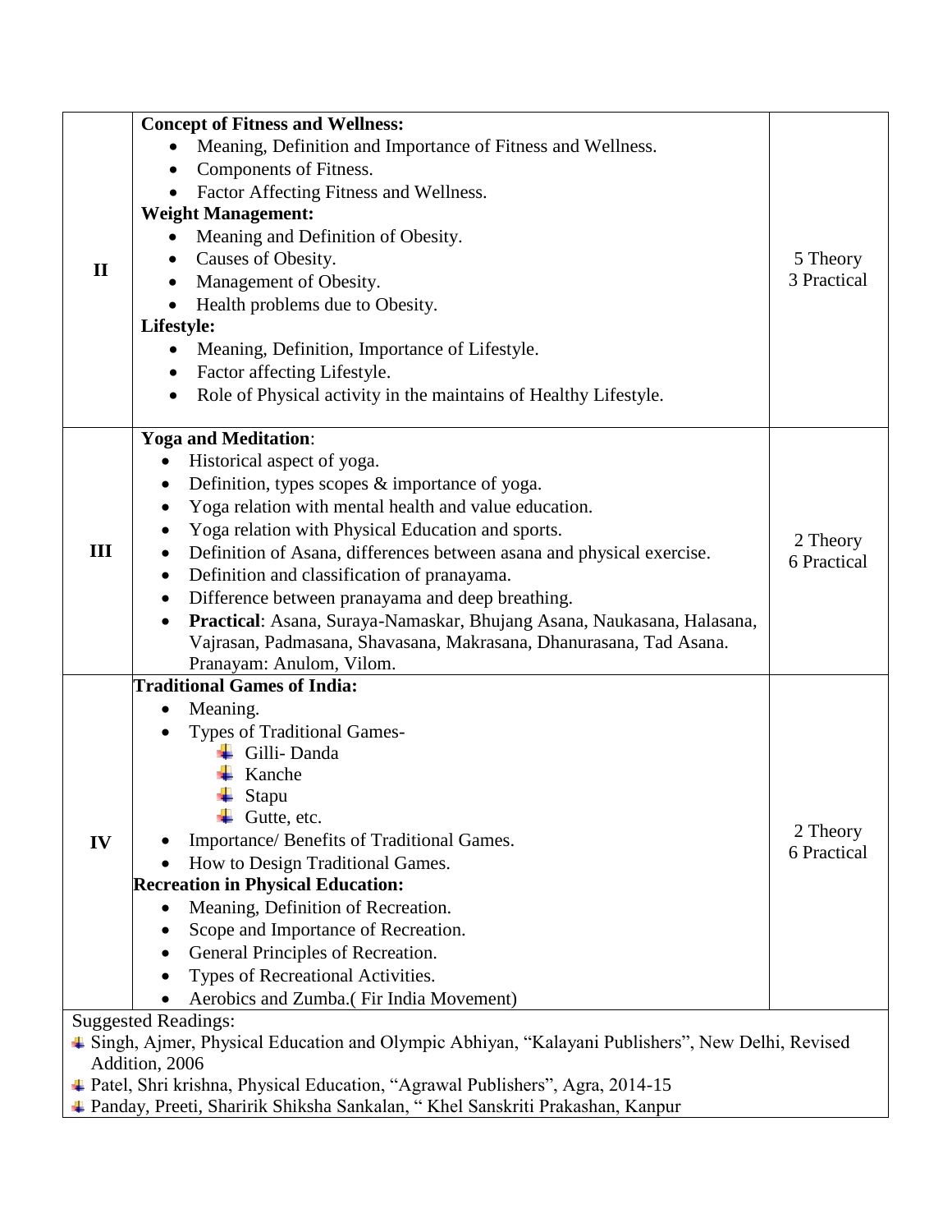| | | |
|---|---|---|
| II | **Concept of Fitness and Wellness:**<br>• Meaning, Definition and Importance of Fitness and Wellness.<br>• Components of Fitness.<br>• Factor Affecting Fitness and Wellness.<br>**Weight Management:**<br>• Meaning and Definition of Obesity.<br>• Causes of Obesity.<br>• Management of Obesity.<br>• Health problems due to Obesity.<br>**Lifestyle:**<br>• Meaning, Definition, Importance of Lifestyle.<br>• Factor affecting Lifestyle.<br>• Role of Physical activity in the maintains of Healthy Lifestyle. | 5 Theory<br>3 Practical |
| III | **Yoga and Meditation**:<br>• Historical aspect of yoga.<br>• Definition, types scopes & importance of yoga.<br>• Yoga relation with mental health and value education.<br>• Yoga relation with Physical Education and sports.<br>• Definition of Asana, differences between asana and physical exercise.<br>• Definition and classification of pranayama.<br>• Difference between pranayama and deep breathing.<br>• **Practical**: Asana, Suraya-Namaskar, Bhujang Asana, Naukasana, Halasana, Vajrasan, Padmasana, Shavasana, Makrasana, Dhanurasana, Tad Asana. Pranayam: Anulom, Vilom. | 2 Theory<br>6 Practical |
| IV | **Traditional Games of India:**<br>• Meaning.<br>• Types of Traditional Games-<br>&nbsp;&nbsp;◦ Gilli- Danda<br>&nbsp;&nbsp;◦ Kanche<br>&nbsp;&nbsp;◦ Stapu<br>&nbsp;&nbsp;◦ Gutte, etc.<br>• Importance/ Benefits of Traditional Games.<br>• How to Design Traditional Games.<br>**Recreation in Physical Education:**<br>• Meaning, Definition of Recreation.<br>• Scope and Importance of Recreation.<br>• General Principles of Recreation.<br>• Types of Recreational Activities.<br>• Aerobics and Zumba.( Fir India Movement) | 2 Theory<br>6 Practical |

Suggested Readings:

- Singh, Ajmer, Physical Education and Olympic Abhiyan, "Kalayani Publishers", New Delhi, Revised Addition, 2006
- Patel, Shri krishna, Physical Education, "Agrawal Publishers", Agra, 2014-15
- Panday, Preeti, Sharirik Shiksha Sankalan, " Khel Sanskriti Prakashan, Kanpur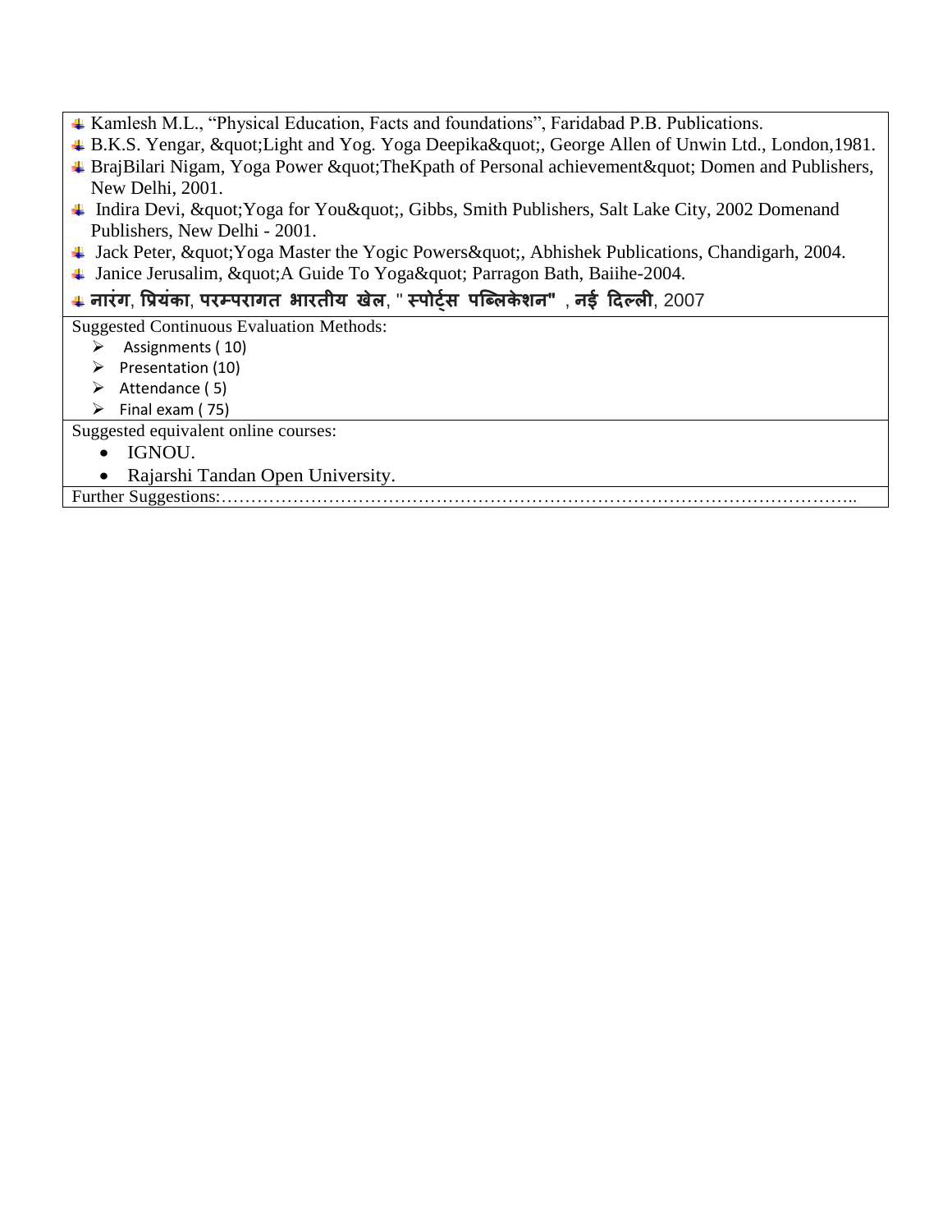- Kamlesh M.L., "Physical Education, Facts and foundations", Faridabad P.B. Publications.
- B.K.S. Yengar, &quot;Light and Yog. Yoga Deepika&quot;, George Allen of Unwin Ltd., London,1981.
- BrajBilari Nigam, Yoga Power &quot;TheKpath of Personal achievement&quot; Domen and Publishers, New Delhi, 2001.
- Indira Devi, &quot;Yoga for You&quot;, Gibbs, Smith Publishers, Salt Lake City, 2002 Domenand Publishers, New Delhi - 2001.
- Jack Peter, &quot;Yoga Master the Yogic Powers&quot;, Abhishek Publications, Chandigarh, 2004.
- Janice Jerusalim, &quot;A Guide To Yoga&quot; Parragon Bath, Baiihe-2004.
- **नारंग**, **प्रियंका**, **परम्परागत भारतीय खेल**, "**स्पोर्ट्स पब्लिकेशन"** , **नई दिल्ली**, 2007

Suggested Continuous Evaluation Methods:

- Assignments ( 10)
- Presentation (10)
- Attendance ( 5)
- Final exam ( 75)

Suggested equivalent online courses:

- IGNOU.
- Rajarshi Tandan Open University.

Further Suggestions:………………………………………………………………………………………………..